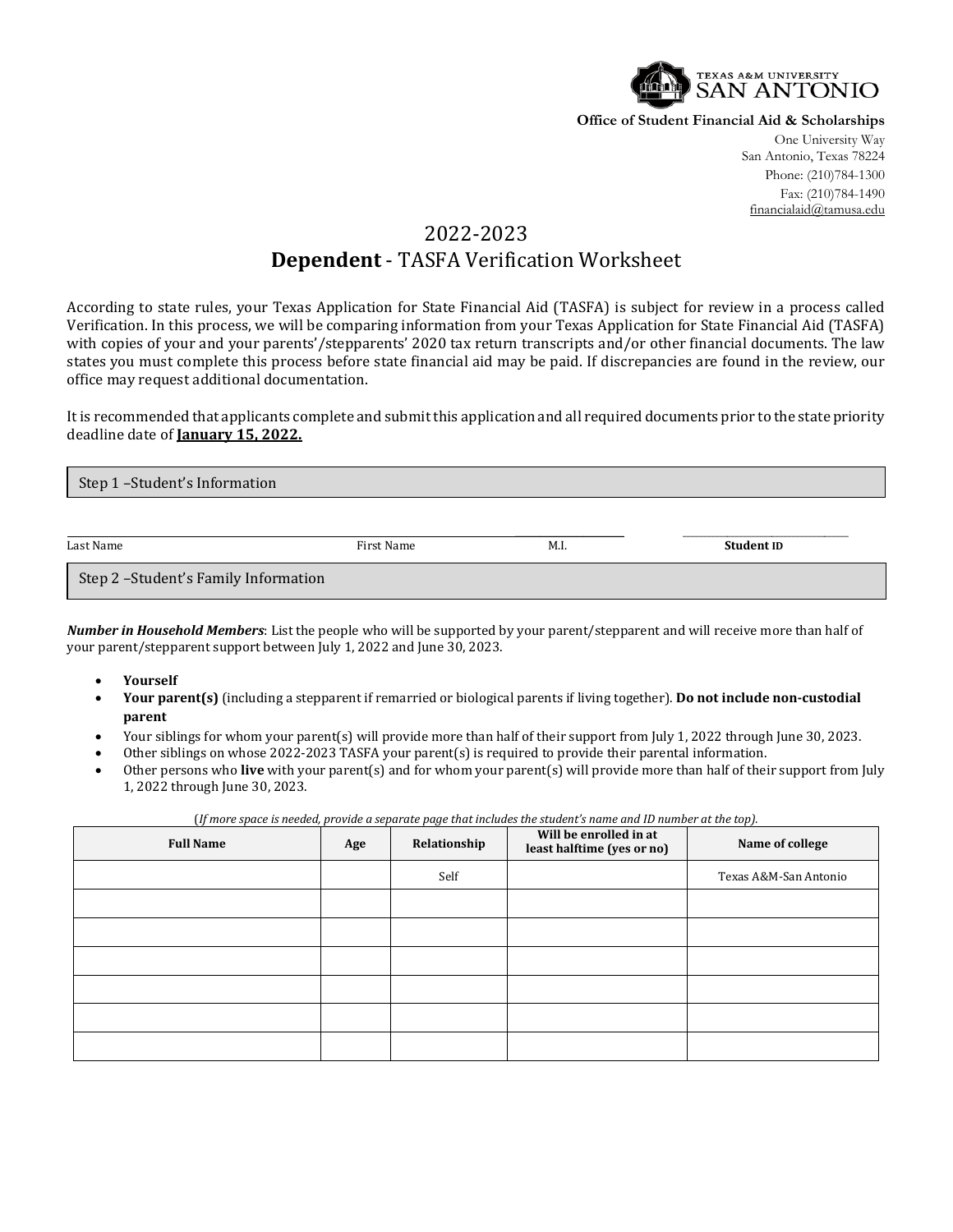TEXAS A&M UNIVERSITY SAN ANTONIO

**Office of Student Financial Aid & Scholarships**

One University Way
San Antonio, Texas 78224
Phone: (210)784-1300
Fax: (210)784-1490
financialaid@tamusa.edu

# 2022-2023
# **Dependent** - TASFA Verification Worksheet

According to state rules, your Texas Application for State Financial Aid (TASFA) is subject for review in a process called Verification. In this process, we will be comparing information from your Texas Application for State Financial Aid (TASFA) with copies of your and your parents'/stepparents' 2020 tax return transcripts and/or other financial documents. The law states you must complete this process before state financial aid may be paid. If discrepancies are found in the review, our office may request additional documentation.

It is recommended that applicants complete and submit this application and all required documents prior to the state priority deadline date of **January 15, 2022.**

## Step 1 –Student's Information

Last Name ______ First Name ______ M.I. ______ **Student ID** ______

## Step 2 –Student's Family Information

***Number in Household Members***: List the people who will be supported by your parent/stepparent and will receive more than half of your parent/stepparent support between July 1, 2022 and June 30, 2023.

- **Yourself**
- **Your parent(s)** (including a stepparent if remarried or biological parents if living together). **Do not include non-custodial parent**
- Your siblings for whom your parent(s) will provide more than half of their support from July 1, 2022 through June 30, 2023.
- Other siblings on whose 2022-2023 TASFA your parent(s) is required to provide their parental information.
- Other persons who **live** with your parent(s) and for whom your parent(s) will provide more than half of their support from July 1, 2022 through June 30, 2023.

(*If more space is needed, provide a separate page that includes the student's name and ID number at the top).*

| Full Name | Age | Relationship | Will be enrolled in at least halftime (yes or no) | Name of college |
|---|---|---|---|---|
| | | Self | | Texas A&M-San Antonio |
| | | | | |
| | | | | |
| | | | | |
| | | | | |
| | | | | |
| | | | | |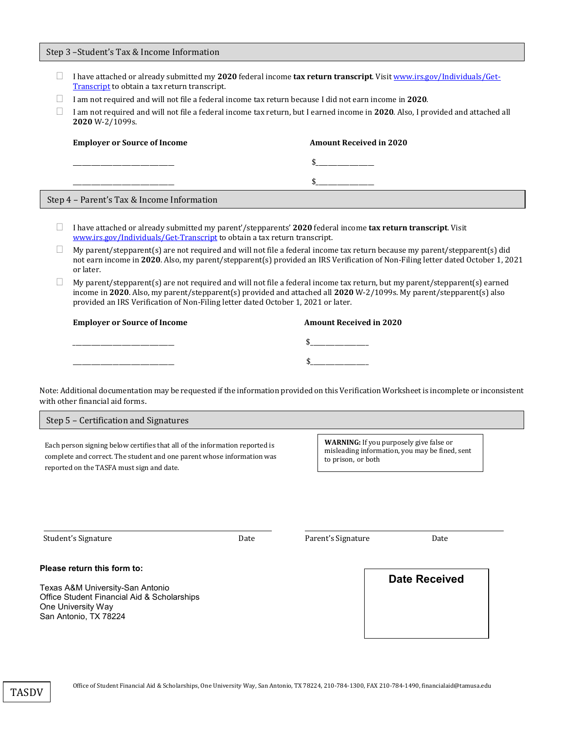## Step 3 –Student's Tax & Income Information

☐ I have attached or already submitted my **2020** federal income **tax return transcript**. Visit www.irs.gov/Individuals/Get-Transcript to obtain a tax return transcript.

☐ I am not required and will not file a federal income tax return because I did not earn income in **2020**.

☐ I am not required and will not file a federal income tax return, but I earned income in **2020**. Also, I provided and attached all **2020** W-2/1099s.

| **Employer or Source of Income** | **Amount Received in 2020** |
|---|---|
| ______________________ | $______________ |
| ______________________ | $______________ |

## Step 4 – Parent's Tax & Income Information

☐ I have attached or already submitted my parent'/stepparents' **2020** federal income **tax return transcript**. Visit www.irs.gov/Individuals/Get-Transcript to obtain a tax return transcript.

☐ My parent/stepparent(s) are not required and will not file a federal income tax return because my parent/stepparent(s) did not earn income in **2020**. Also, my parent/stepparent(s) provided an IRS Verification of Non-Filing letter dated October 1, 2021 or later.

☐ My parent/stepparent(s) are not required and will not file a federal income tax return, but my parent/stepparent(s) earned income in **2020**. Also, my parent/stepparent(s) provided and attached all **2020** W-2/1099s. My parent/stepparent(s) also provided an IRS Verification of Non-Filing letter dated October 1, 2021 or later.

| **Employer or Source of Income** | **Amount Received in 2020** |
|---|---|
| ______________________ | $______________ |
| ______________________ | $______________ |

Note: Additional documentation may be requested if the information provided on this Verification Worksheet is incomplete or inconsistent with other financial aid forms.

## Step 5 – Certification and Signatures

Each person signing below certifies that all of the information reported is complete and correct. The student and one parent whose information was reported on the TASFA must sign and date.

**WARNING:** If you purposely give false or misleading information, you may be fined, sent to prison, or both

______________________________________ ______________________________________

Student's Signature Date Parent's Signature Date

**Please return this form to:**

Texas A&M University-San Antonio
Office Student Financial Aid & Scholarships
One University Way
San Antonio, TX 78224

**Date Received**

TASDV

Office of Student Financial Aid & Scholarships, One University Way, San Antonio, TX 78224, 210-784-1300, FAX 210-784-1490, financialaid@tamusa.edu